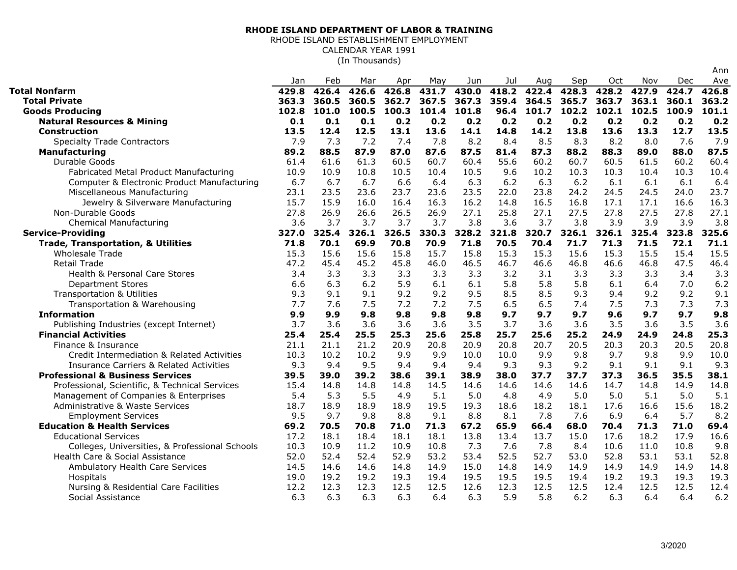**RHODE ISLAND DEPARTMENT OF LABOR & TRAINING**
RHODE ISLAND ESTABLISHMENT EMPLOYMENT
CALENDAR YEAR 1991
(In Thousands)

| | Jan | Feb | Mar | Apr | May | Jun | Jul | Aug | Sep | Oct | Nov | Dec | Ann Ave |
|---|---|---|---|---|---|---|---|---|---|---|---|---|---|
| **Total Nonfarm** | **429.8** | **426.4** | **426.6** | **426.8** | **431.7** | **430.0** | **418.2** | **422.4** | **428.3** | **428.2** | **427.9** | **424.7** | **426.8** |
| **Total Private** | **363.3** | **360.5** | **360.5** | **362.7** | **367.5** | **367.3** | **359.4** | **364.5** | **365.7** | **363.7** | **363.1** | **360.1** | **363.2** |
| **Goods Producing** | **102.8** | **101.0** | **100.5** | **100.3** | **101.4** | **101.8** | **96.4** | **101.7** | **102.2** | **102.1** | **102.5** | **100.9** | **101.1** |
| **Natural Resources & Mining** | **0.1** | **0.1** | **0.1** | **0.2** | **0.2** | **0.2** | **0.2** | **0.2** | **0.2** | **0.2** | **0.2** | **0.2** | **0.2** |
| **Construction** | **13.5** | **12.4** | **12.5** | **13.1** | **13.6** | **14.1** | **14.8** | **14.2** | **13.8** | **13.6** | **13.3** | **12.7** | **13.5** |
| Specialty Trade Contractors | 7.9 | 7.3 | 7.2 | 7.4 | 7.8 | 8.2 | 8.4 | 8.5 | 8.3 | 8.2 | 8.0 | 7.6 | 7.9 |
| **Manufacturing** | **89.2** | **88.5** | **87.9** | **87.0** | **87.6** | **87.5** | **81.4** | **87.3** | **88.2** | **88.3** | **89.0** | **88.0** | **87.5** |
| Durable Goods | 61.4 | 61.6 | 61.3 | 60.5 | 60.7 | 60.4 | 55.6 | 60.2 | 60.7 | 60.5 | 61.5 | 60.2 | 60.4 |
| Fabricated Metal Product Manufacturing | 10.9 | 10.9 | 10.8 | 10.5 | 10.4 | 10.5 | 9.6 | 10.2 | 10.3 | 10.3 | 10.4 | 10.3 | 10.4 |
| Computer & Electronic Product Manufacturing | 6.7 | 6.7 | 6.7 | 6.6 | 6.4 | 6.3 | 6.2 | 6.3 | 6.2 | 6.1 | 6.1 | 6.1 | 6.4 |
| Miscellaneous Manufacturing | 23.1 | 23.5 | 23.6 | 23.7 | 23.6 | 23.5 | 22.0 | 23.8 | 24.2 | 24.5 | 24.5 | 24.0 | 23.7 |
| Jewelry & Silverware Manufacturing | 15.7 | 15.9 | 16.0 | 16.4 | 16.3 | 16.2 | 14.8 | 16.5 | 16.8 | 17.1 | 17.1 | 16.6 | 16.3 |
| Non-Durable Goods | 27.8 | 26.9 | 26.6 | 26.5 | 26.9 | 27.1 | 25.8 | 27.1 | 27.5 | 27.8 | 27.5 | 27.8 | 27.1 |
| Chemical Manufacturing | 3.6 | 3.7 | 3.7 | 3.7 | 3.7 | 3.8 | 3.6 | 3.7 | 3.8 | 3.9 | 3.9 | 3.9 | 3.8 |
| **Service-Providing** | **327.0** | **325.4** | **326.1** | **326.5** | **330.3** | **328.2** | **321.8** | **320.7** | **326.1** | **326.1** | **325.4** | **323.8** | **325.6** |
| **Trade, Transportation, & Utilities** | **71.8** | **70.1** | **69.9** | **70.8** | **70.9** | **71.8** | **70.5** | **70.4** | **71.7** | **71.3** | **71.5** | **72.1** | **71.1** |
| Wholesale Trade | 15.3 | 15.6 | 15.6 | 15.8 | 15.7 | 15.8 | 15.3 | 15.3 | 15.6 | 15.3 | 15.5 | 15.4 | 15.5 |
| Retail Trade | 47.2 | 45.4 | 45.2 | 45.8 | 46.0 | 46.5 | 46.7 | 46.6 | 46.8 | 46.6 | 46.8 | 47.5 | 46.4 |
| Health & Personal Care Stores | 3.4 | 3.3 | 3.3 | 3.3 | 3.3 | 3.3 | 3.2 | 3.1 | 3.3 | 3.3 | 3.3 | 3.4 | 3.3 |
| Department Stores | 6.6 | 6.3 | 6.2 | 5.9 | 6.1 | 6.1 | 5.8 | 5.8 | 5.8 | 6.1 | 6.4 | 7.0 | 6.2 |
| Transportation & Utilities | 9.3 | 9.1 | 9.1 | 9.2 | 9.2 | 9.5 | 8.5 | 8.5 | 9.3 | 9.4 | 9.2 | 9.2 | 9.1 |
| Transportation & Warehousing | 7.7 | 7.6 | 7.5 | 7.2 | 7.2 | 7.5 | 6.5 | 6.5 | 7.4 | 7.5 | 7.3 | 7.3 | 7.3 |
| **Information** | **9.9** | **9.9** | **9.8** | **9.8** | **9.8** | **9.8** | **9.7** | **9.7** | **9.7** | **9.6** | **9.7** | **9.7** | **9.8** |
| Publishing Industries (except Internet) | 3.7 | 3.6 | 3.6 | 3.6 | 3.6 | 3.5 | 3.7 | 3.6 | 3.6 | 3.5 | 3.6 | 3.5 | 3.6 |
| **Financial Activities** | **25.4** | **25.4** | **25.5** | **25.3** | **25.6** | **25.8** | **25.7** | **25.6** | **25.2** | **24.9** | **24.9** | **24.8** | **25.3** |
| Finance & Insurance | 21.1 | 21.1 | 21.2 | 20.9 | 20.8 | 20.9 | 20.8 | 20.7 | 20.5 | 20.3 | 20.3 | 20.5 | 20.8 |
| Credit Intermediation & Related Activities | 10.3 | 10.2 | 10.2 | 9.9 | 9.9 | 10.0 | 10.0 | 9.9 | 9.8 | 9.7 | 9.8 | 9.9 | 10.0 |
| Insurance Carriers & Related Activities | 9.3 | 9.4 | 9.5 | 9.4 | 9.4 | 9.4 | 9.3 | 9.3 | 9.2 | 9.1 | 9.1 | 9.1 | 9.3 |
| **Professional & Business Services** | **39.5** | **39.0** | **39.2** | **38.6** | **39.1** | **38.9** | **38.0** | **37.7** | **37.7** | **37.3** | **36.5** | **35.5** | **38.1** |
| Professional, Scientific, & Technical Services | 15.4 | 14.8 | 14.8 | 14.8 | 14.5 | 14.6 | 14.6 | 14.6 | 14.6 | 14.7 | 14.8 | 14.9 | 14.8 |
| Management of Companies & Enterprises | 5.4 | 5.3 | 5.5 | 4.9 | 5.1 | 5.0 | 4.8 | 4.9 | 5.0 | 5.0 | 5.1 | 5.0 | 5.1 |
| Administrative & Waste Services | 18.7 | 18.9 | 18.9 | 18.9 | 19.5 | 19.3 | 18.6 | 18.2 | 18.1 | 17.6 | 16.6 | 15.6 | 18.2 |
| Employment Services | 9.5 | 9.7 | 9.8 | 8.8 | 9.1 | 8.8 | 8.1 | 7.8 | 7.6 | 6.9 | 6.4 | 5.7 | 8.2 |
| **Education & Health Services** | **69.2** | **70.5** | **70.8** | **71.0** | **71.3** | **67.2** | **65.9** | **66.4** | **68.0** | **70.4** | **71.3** | **71.0** | **69.4** |
| Educational Services | 17.2 | 18.1 | 18.4 | 18.1 | 18.1 | 13.8 | 13.4 | 13.7 | 15.0 | 17.6 | 18.2 | 17.9 | 16.6 |
| Colleges, Universities, & Professional Schools | 10.3 | 10.9 | 11.2 | 10.9 | 10.8 | 7.3 | 7.6 | 7.8 | 8.4 | 10.6 | 11.0 | 10.8 | 9.8 |
| Health Care & Social Assistance | 52.0 | 52.4 | 52.4 | 52.9 | 53.2 | 53.4 | 52.5 | 52.7 | 53.0 | 52.8 | 53.1 | 53.1 | 52.8 |
| Ambulatory Health Care Services | 14.5 | 14.6 | 14.6 | 14.8 | 14.9 | 15.0 | 14.8 | 14.9 | 14.9 | 14.9 | 14.9 | 14.9 | 14.8 |
| Hospitals | 19.0 | 19.2 | 19.2 | 19.3 | 19.4 | 19.5 | 19.5 | 19.5 | 19.4 | 19.2 | 19.3 | 19.3 | 19.3 |
| Nursing & Residential Care Facilities | 12.2 | 12.3 | 12.3 | 12.5 | 12.5 | 12.6 | 12.3 | 12.5 | 12.5 | 12.4 | 12.5 | 12.5 | 12.4 |
| Social Assistance | 6.3 | 6.3 | 6.3 | 6.3 | 6.4 | 6.3 | 5.9 | 5.8 | 6.2 | 6.3 | 6.4 | 6.4 | 6.2 |

3/2020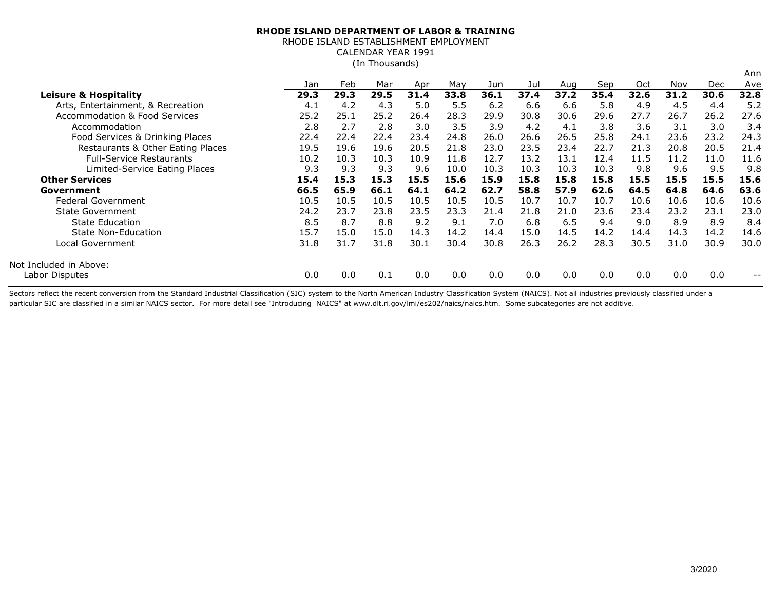**RHODE ISLAND DEPARTMENT OF LABOR & TRAINING**

RHODE ISLAND ESTABLISHMENT EMPLOYMENT

CALENDAR YEAR 1991

(In Thousands)

| | Jan | Feb | Mar | Apr | May | Jun | Jul | Aug | Sep | Oct | Nov | Dec | Ann Ave |
|---|---|---|---|---|---|---|---|---|---|---|---|---|---|
| **Leisure & Hospitality** | **29.3** | **29.3** | **29.5** | **31.4** | **33.8** | **36.1** | **37.4** | **37.2** | **35.4** | **32.6** | **31.2** | **30.6** | **32.8** |
| Arts, Entertainment, & Recreation | 4.1 | 4.2 | 4.3 | 5.0 | 5.5 | 6.2 | 6.6 | 6.6 | 5.8 | 4.9 | 4.5 | 4.4 | 5.2 |
| Accommodation & Food Services | 25.2 | 25.1 | 25.2 | 26.4 | 28.3 | 29.9 | 30.8 | 30.6 | 29.6 | 27.7 | 26.7 | 26.2 | 27.6 |
| Accommodation | 2.8 | 2.7 | 2.8 | 3.0 | 3.5 | 3.9 | 4.2 | 4.1 | 3.8 | 3.6 | 3.1 | 3.0 | 3.4 |
| Food Services & Drinking Places | 22.4 | 22.4 | 22.4 | 23.4 | 24.8 | 26.0 | 26.6 | 26.5 | 25.8 | 24.1 | 23.6 | 23.2 | 24.3 |
| Restaurants & Other Eating Places | 19.5 | 19.6 | 19.6 | 20.5 | 21.8 | 23.0 | 23.5 | 23.4 | 22.7 | 21.3 | 20.8 | 20.5 | 21.4 |
| Full-Service Restaurants | 10.2 | 10.3 | 10.3 | 10.9 | 11.8 | 12.7 | 13.2 | 13.1 | 12.4 | 11.5 | 11.2 | 11.0 | 11.6 |
| Limited-Service Eating Places | 9.3 | 9.3 | 9.3 | 9.6 | 10.0 | 10.3 | 10.3 | 10.3 | 10.3 | 9.8 | 9.6 | 9.5 | 9.8 |
| **Other Services** | **15.4** | **15.3** | **15.3** | **15.5** | **15.6** | **15.9** | **15.8** | **15.8** | **15.8** | **15.5** | **15.5** | **15.5** | **15.6** |
| **Government** | **66.5** | **65.9** | **66.1** | **64.1** | **64.2** | **62.7** | **58.8** | **57.9** | **62.6** | **64.5** | **64.8** | **64.6** | **63.6** |
| Federal Government | 10.5 | 10.5 | 10.5 | 10.5 | 10.5 | 10.5 | 10.7 | 10.7 | 10.7 | 10.6 | 10.6 | 10.6 | 10.6 |
| State Government | 24.2 | 23.7 | 23.8 | 23.5 | 23.3 | 21.4 | 21.8 | 21.0 | 23.6 | 23.4 | 23.2 | 23.1 | 23.0 |
| State Education | 8.5 | 8.7 | 8.8 | 9.2 | 9.1 | 7.0 | 6.8 | 6.5 | 9.4 | 9.0 | 8.9 | 8.9 | 8.4 |
| State Non-Education | 15.7 | 15.0 | 15.0 | 14.3 | 14.2 | 14.4 | 15.0 | 14.5 | 14.2 | 14.4 | 14.3 | 14.2 | 14.6 |
| Local Government | 31.8 | 31.7 | 31.8 | 30.1 | 30.4 | 30.8 | 26.3 | 26.2 | 28.3 | 30.5 | 31.0 | 30.9 | 30.0 |
| Not Included in Above: | | | | | | | | | | | | | |
| Labor Disputes | 0.0 | 0.0 | 0.1 | 0.0 | 0.0 | 0.0 | 0.0 | 0.0 | 0.0 | 0.0 | 0.0 | 0.0 | -- |

Sectors reflect the recent conversion from the Standard Industrial Classification (SIC) system to the North American Industry Classification System (NAICS). Not all industries previously classified under a particular SIC are classified in a similar NAICS sector. For more detail see "Introducing NAICS" at www.dlt.ri.gov/lmi/es202/naics/naics.htm. Some subcategories are not additive.

3/2020